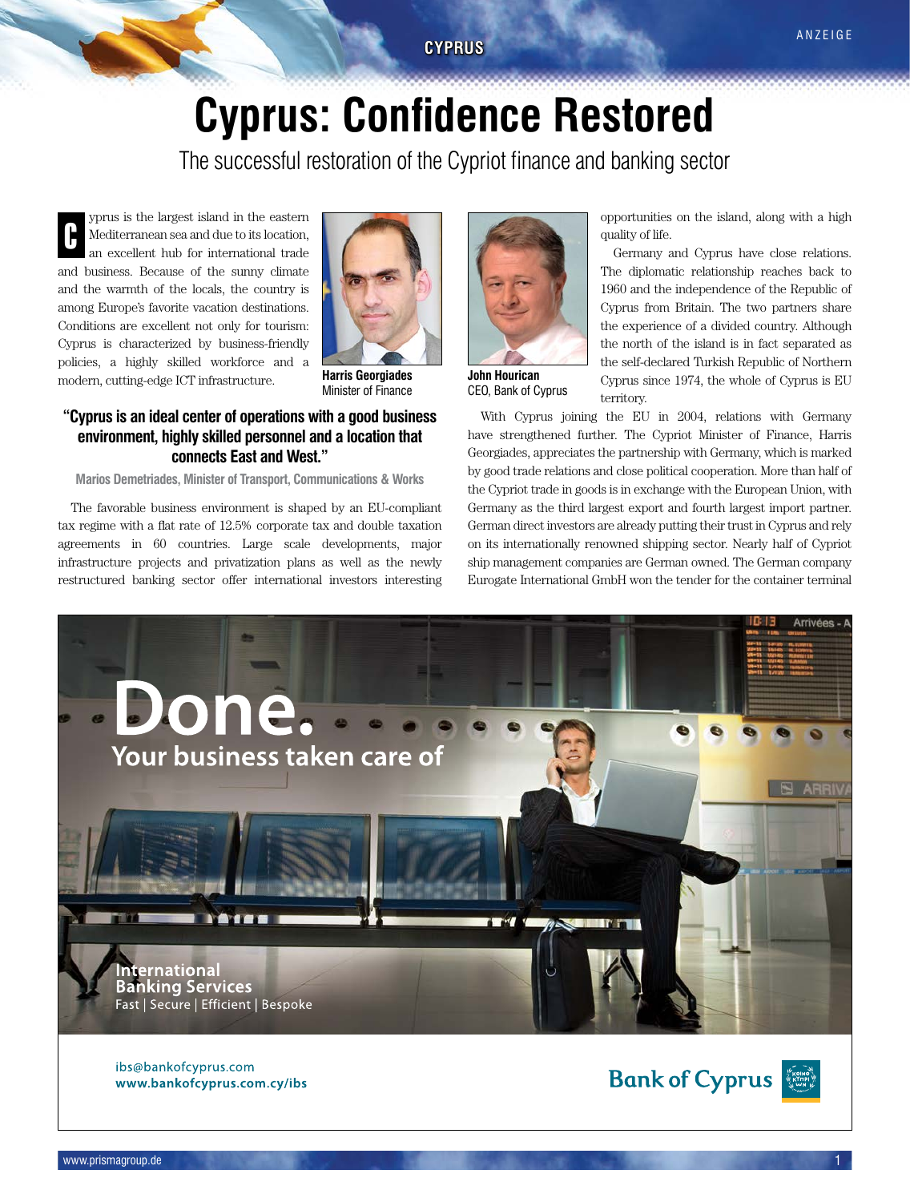# Cyprus: Confidence Restored

The successful restoration of the Cypriot finance and banking sector

Cyprus is the largest island in the eastern Mediterranean sea and due to its location, an excellent hub for international trade and business. Because of the sunny climate and the warmth of the locals, the country is among Europe's favorite vacation destinations. Conditions are excellent not only for tourism: Cyprus is characterized by business-friendly policies, a highly skilled workforce and a modern, cutting-edge ICT infrastructure.

**Harris Georgiades**
Minister of Finance

> **"Cyprus is an ideal center of operations with a good business environment, highly skilled personnel and a location that connects East and West."**
>
> **Marios Demetriades, Minister of Transport, Communications & Works**

The favorable business environment is shaped by an EU-compliant tax regime with a flat rate of 12.5% corporate tax and double taxation agreements in 60 countries. Large scale developments, major infrastructure projects and privatization plans as well as the newly restructured banking sector offer international investors interesting opportunities on the island, along with a high quality of life.

**John Hourican**
CEO, Bank of Cyprus

Germany and Cyprus have close relations. The diplomatic relationship reaches back to 1960 and the independence of the Republic of Cyprus from Britain. The two partners share the experience of a divided country. Although the north of the island is in fact separated as the self-declared Turkish Republic of Northern Cyprus since 1974, the whole of Cyprus is EU territory.

With Cyprus joining the EU in 2004, relations with Germany have strengthened further. The Cypriot Minister of Finance, Harris Georgiades, appreciates the partnership with Germany, which is marked by good trade relations and close political cooperation. More than half of the Cypriot trade in goods is in exchange with the European Union, with Germany as the third largest export and fourth largest import partner. German direct investors are already putting their trust in Cyprus and rely on its internationally renowned shipping sector. Nearly half of Cypriot ship management companies are German owned. The German company Eurogate International GmbH won the tender for the container terminal

**Done.**
**Your business taken care of**

**International Banking Services**
Fast | Secure | Efficient | Bespoke

ibs@bankofcyprus.com
**www.bankofcyprus.com.cy/ibs**

**Bank of Cyprus**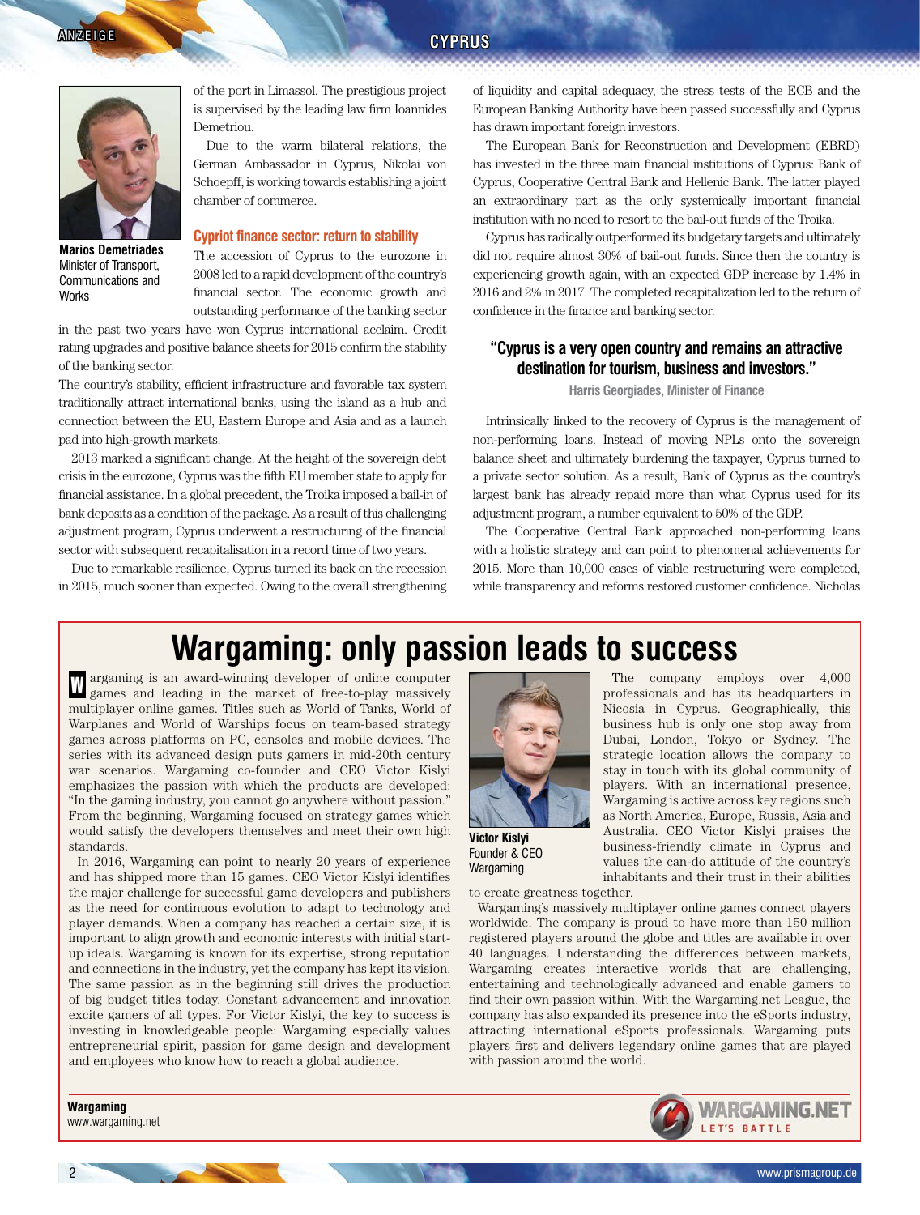Marios Demetriades
Minister of Transport, Communications and Works

of the port in Limassol. The prestigious project is supervised by the leading law firm Ioannides Demetriou.

Due to the warm bilateral relations, the German Ambassador in Cyprus, Nikolai von Schoepff, is working towards establishing a joint chamber of commerce.

## Cypriot finance sector: return to stability

The accession of Cyprus to the eurozone in 2008 led to a rapid development of the country's financial sector. The economic growth and outstanding performance of the banking sector in the past two years have won Cyprus international acclaim. Credit rating upgrades and positive balance sheets for 2015 confirm the stability of the banking sector.

The country's stability, efficient infrastructure and favorable tax system traditionally attract international banks, using the island as a hub and connection between the EU, Eastern Europe and Asia and as a launch pad into high-growth markets.

2013 marked a significant change. At the height of the sovereign debt crisis in the eurozone, Cyprus was the fifth EU member state to apply for financial assistance. In a global precedent, the Troika imposed a bail-in of bank deposits as a condition of the package. As a result of this challenging adjustment program, Cyprus underwent a restructuring of the financial sector with subsequent recapitalisation in a record time of two years.

Due to remarkable resilience, Cyprus turned its back on the recession in 2015, much sooner than expected. Owing to the overall strengthening of liquidity and capital adequacy, the stress tests of the ECB and the European Banking Authority have been passed successfully and Cyprus has drawn important foreign investors.

The European Bank for Reconstruction and Development (EBRD) has invested in the three main financial institutions of Cyprus: Bank of Cyprus, Cooperative Central Bank and Hellenic Bank. The latter played an extraordinary part as the only systemically important financial institution with no need to resort to the bail-out funds of the Troika.

Cyprus has radically outperformed its budgetary targets and ultimately did not require almost 30% of bail-out funds. Since then the country is experiencing growth again, with an expected GDP increase by 1.4% in 2016 and 2% in 2017. The completed recapitalization led to the return of confidence in the finance and banking sector.

> **"Cyprus is a very open country and remains an attractive destination for tourism, business and investors."**
>
> Harris Georgiades, Minister of Finance

Intrinsically linked to the recovery of Cyprus is the management of non-performing loans. Instead of moving NPLs onto the sovereign balance sheet and ultimately burdening the taxpayer, Cyprus turned to a private sector solution. As a result, Bank of Cyprus as the country's largest bank has already repaid more than what Cyprus used for its adjustment program, a number equivalent to 50% of the GDP.

The Cooperative Central Bank approached non-performing loans with a holistic strategy and can point to phenomenal achievements for 2015. More than 10,000 cases of viable restructuring were completed, while transparency and reforms restored customer confidence. Nicholas

# Wargaming: only passion leads to success

Wargaming is an award-winning developer of online computer games and leading in the market of free-to-play massively multiplayer online games. Titles such as World of Tanks, World of Warplanes and World of Warships focus on team-based strategy games across platforms on PC, consoles and mobile devices. The series with its advanced design puts gamers in mid-20th century war scenarios. Wargaming co-founder and CEO Victor Kislyi emphasizes the passion with which the products are developed: "In the gaming industry, you cannot go anywhere without passion." From the beginning, Wargaming focused on strategy games which would satisfy the developers themselves and meet their own high standards.

In 2016, Wargaming can point to nearly 20 years of experience and has shipped more than 15 games. CEO Victor Kislyi identifies the major challenge for successful game developers and publishers as the need for continuous evolution to adapt to technology and player demands. When a company has reached a certain size, it is important to align growth and economic interests with initial start-up ideals. Wargaming is known for its expertise, strong reputation and connections in the industry, yet the company has kept its vision. The same passion as in the beginning still drives the production of big budget titles today. Constant advancement and innovation excite gamers of all types. For Victor Kislyi, the key to success is investing in knowledgeable people: Wargaming especially values entrepreneurial spirit, passion for game design and development and employees who know how to reach a global audience.

Victor Kislyi
Founder & CEO
Wargaming

The company employs over 4,000 professionals and has its headquarters in Nicosia in Cyprus. Geographically, this business hub is only one stop away from Dubai, London, Tokyo or Sydney. The strategic location allows the company to stay in touch with its global community of players. With an international presence, Wargaming is active across key regions such as North America, Europe, Russia, Asia and Australia. CEO Victor Kislyi praises the business-friendly climate in Cyprus and values the can-do attitude of the country's inhabitants and their trust in their abilities to create greatness together.

Wargaming's massively multiplayer online games connect players worldwide. The company is proud to have more than 150 million registered players around the globe and titles are available in over 40 languages. Understanding the differences between markets, Wargaming creates interactive worlds that are challenging, entertaining and technologically advanced and enable gamers to find their own passion within. With the Wargaming.net League, the company has also expanded its presence into the eSports industry, attracting international eSports professionals. Wargaming puts players first and delivers legendary online games that are played with passion around the world.

**Wargaming**
www.wargaming.net

WARGAMING.NET
LET'S BATTLE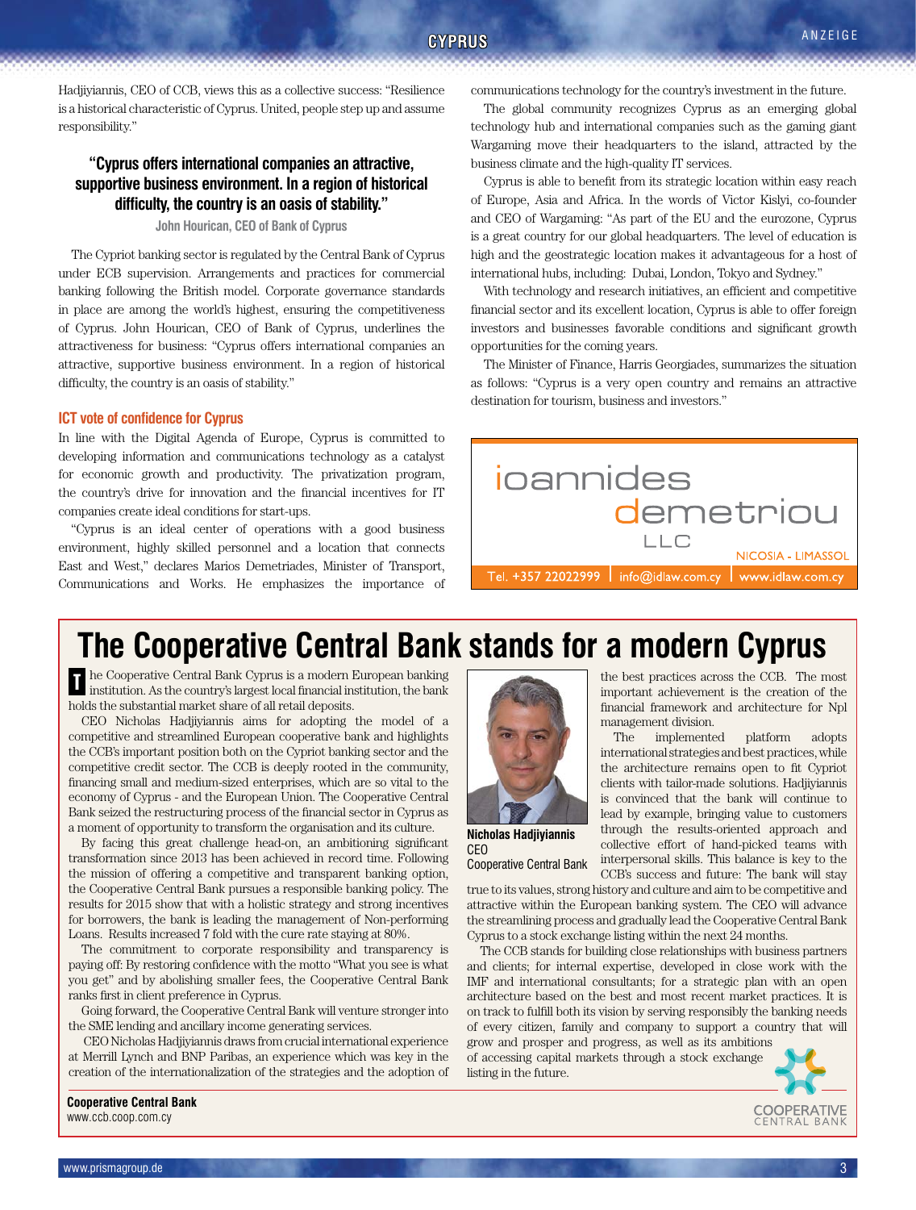Hadjiyiannis, CEO of CCB, views this as a collective success: "Resilience is a historical characteristic of Cyprus. United, people step up and assume responsibility."

> **"Cyprus offers international companies an attractive, supportive business environment. In a region of historical difficulty, the country is an oasis of stability."**
>
> John Hourican, CEO of Bank of Cyprus

The Cypriot banking sector is regulated by the Central Bank of Cyprus under ECB supervision. Arrangements and practices for commercial banking following the British model. Corporate governance standards in place are among the world's highest, ensuring the competitiveness of Cyprus. John Hourican, CEO of Bank of Cyprus, underlines the attractiveness for business: "Cyprus offers international companies an attractive, supportive business environment. In a region of historical difficulty, the country is an oasis of stability."

### ICT vote of confidence for Cyprus

In line with the Digital Agenda of Europe, Cyprus is committed to developing information and communications technology as a catalyst for economic growth and productivity. The privatization program, the country's drive for innovation and the financial incentives for IT companies create ideal conditions for start-ups.

"Cyprus is an ideal center of operations with a good business environment, highly skilled personnel and a location that connects East and West," declares Marios Demetriades, Minister of Transport, Communications and Works. He emphasizes the importance of communications technology for the country's investment in the future.

The global community recognizes Cyprus as an emerging global technology hub and international companies such as the gaming giant Wargaming move their headquarters to the island, attracted by the business climate and the high-quality IT services.

Cyprus is able to benefit from its strategic location within easy reach of Europe, Asia and Africa. In the words of Victor Kislyi, co-founder and CEO of Wargaming: "As part of the EU and the eurozone, Cyprus is a great country for our global headquarters. The level of education is high and the geostrategic location makes it advantageous for a host of international hubs, including: Dubai, London, Tokyo and Sydney."

With technology and research initiatives, an efficient and competitive financial sector and its excellent location, Cyprus is able to offer foreign investors and businesses favorable conditions and significant growth opportunities for the coming years.

The Minister of Finance, Harris Georgiades, summarizes the situation as follows: "Cyprus is a very open country and remains an attractive destination for tourism, business and investors."

ioannides demetriou LLC
NICOSIA - LIMASSOL
Tel. +357 22022999 | info@idlaw.com.cy | www.idlaw.com.cy

# The Cooperative Central Bank stands for a modern Cyprus

The Cooperative Central Bank Cyprus is a modern European banking institution. As the country's largest local financial institution, the bank holds the substantial market share of all retail deposits.

CEO Nicholas Hadjiyiannis aims for adopting the model of a competitive and streamlined European cooperative bank and highlights the CCB's important position both on the Cypriot banking sector and the competitive credit sector. The CCB is deeply rooted in the community, financing small and medium-sized enterprises, which are so vital to the economy of Cyprus - and the European Union. The Cooperative Central Bank seized the restructuring process of the financial sector in Cyprus as a moment of opportunity to transform the organisation and its culture.

By facing this great challenge head-on, an ambitioning significant transformation since 2013 has been achieved in record time. Following the mission of offering a competitive and transparent banking option, the Cooperative Central Bank pursues a responsible banking policy. The results for 2015 show that with a holistic strategy and strong incentives for borrowers, the bank is leading the management of Non-performing Loans. Results increased 7 fold with the cure rate staying at 80%.

The commitment to corporate responsibility and transparency is paying off: By restoring confidence with the motto "What you see is what you get" and by abolishing smaller fees, the Cooperative Central Bank ranks first in client preference in Cyprus.

Going forward, the Cooperative Central Bank will venture stronger into the SME lending and ancillary income generating services.

CEO Nicholas Hadjiyiannis draws from crucial international experience at Merrill Lynch and BNP Paribas, an experience which was key in the creation of the internationalization of the strategies and the adoption of the best practices across the CCB. The most important achievement is the creation of the financial framework and architecture for Npl management division.

**Nicholas Hadjiyiannis**
CEO
Cooperative Central Bank

The implemented platform adopts international strategies and best practices, while the architecture remains open to fit Cypriot clients with tailor-made solutions. Hadjiyiannis is convinced that the bank will continue to lead by example, bringing value to customers through the results-oriented approach and collective effort of hand-picked teams with interpersonal skills. This balance is key to the CCB's success and future: The bank will stay true to its values, strong history and culture and aim to be competitive and attractive within the European banking system. The CEO will advance the streamlining process and gradually lead the Cooperative Central Bank Cyprus to a stock exchange listing within the next 24 months.

The CCB stands for building close relationships with business partners and clients; for internal expertise, developed in close work with the IMF and international consultants; for a strategic plan with an open architecture based on the best and most recent market practices. It is on track to fulfill both its vision by serving responsibly the banking needs of every citizen, family and company to support a country that will grow and prosper and progress, as well as its ambitions of accessing capital markets through a stock exchange listing in the future.

**Cooperative Central Bank**
www.ccb.coop.com.cy

COOPERATIVE CENTRAL BANK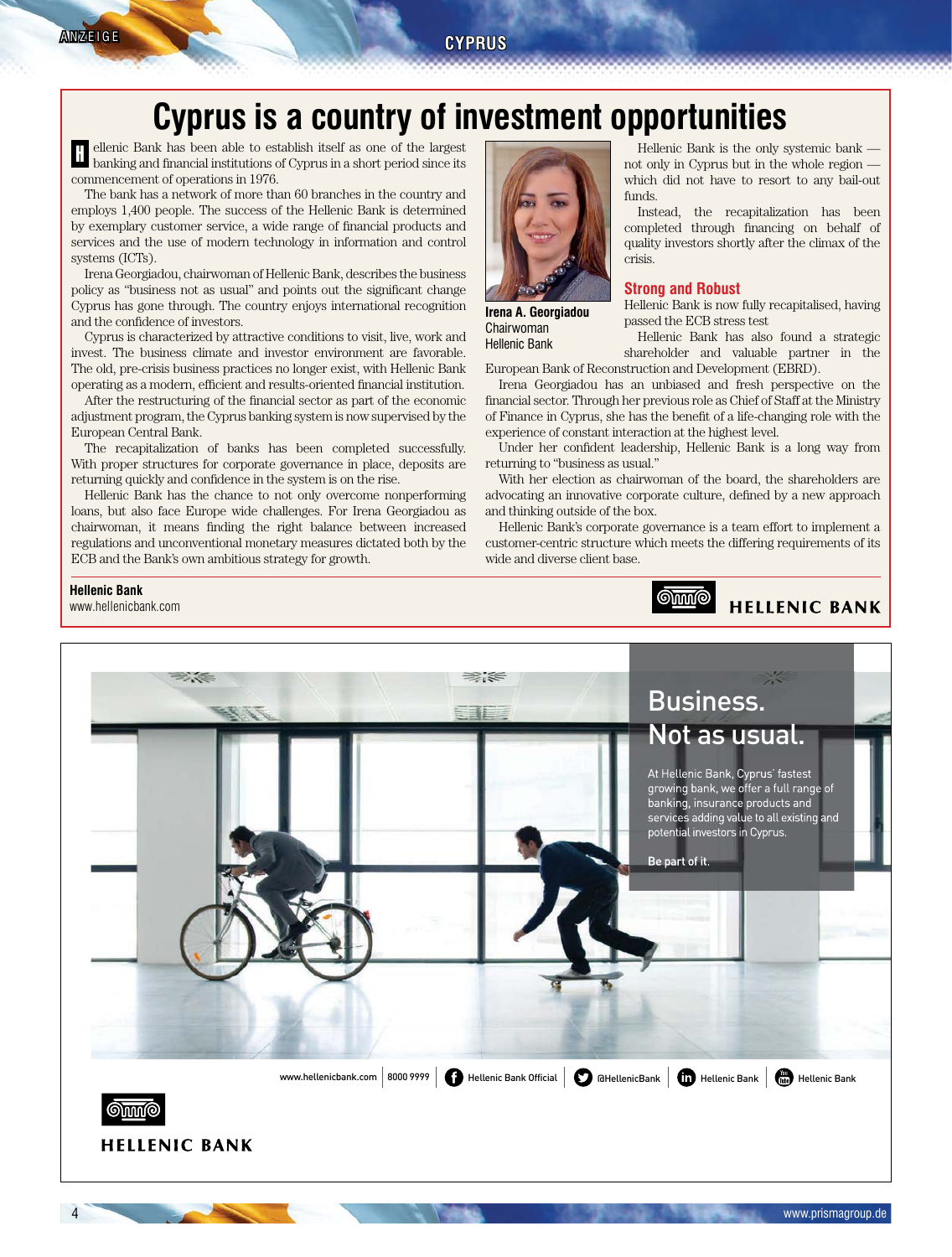# Cyprus is a country of investment opportunities

Hellenic Bank has been able to establish itself as one of the largest banking and financial institutions of Cyprus in a short period since its commencement of operations in 1976.

The bank has a network of more than 60 branches in the country and employs 1,400 people. The success of the Hellenic Bank is determined by exemplary customer service, a wide range of financial products and services and the use of modern technology in information and control systems (ICTs).

Irena Georgiadou, chairwoman of Hellenic Bank, describes the business policy as "business not as usual" and points out the significant change Cyprus has gone through. The country enjoys international recognition and the confidence of investors.

Cyprus is characterized by attractive conditions to visit, live, work and invest. The business climate and investor environment are favorable. The old, pre-crisis business practices no longer exist, with Hellenic Bank operating as a modern, efficient and results-oriented financial institution.

After the restructuring of the financial sector as part of the economic adjustment program, the Cyprus banking system is now supervised by the European Central Bank.

The recapitalization of banks has been completed successfully. With proper structures for corporate governance in place, deposits are returning quickly and confidence in the system is on the rise.

Hellenic Bank has the chance to not only overcome nonperforming loans, but also face Europe wide challenges. For Irena Georgiadou as chairwoman, it means finding the right balance between increased regulations and unconventional monetary measures dictated both by the ECB and the Bank's own ambitious strategy for growth.

**Irena A. Georgiadou**
Chairwoman
Hellenic Bank

Hellenic Bank is the only systemic bank — not only in Cyprus but in the whole region — which did not have to resort to any bail-out funds.

Instead, the recapitalization has been completed through financing on behalf of quality investors shortly after the climax of the crisis.

## Strong and Robust

Hellenic Bank is now fully recapitalised, having passed the ECB stress test

Hellenic Bank has also found a strategic shareholder and valuable partner in the European Bank of Reconstruction and Development (EBRD).

Irena Georgiadou has an unbiased and fresh perspective on the financial sector. Through her previous role as Chief of Staff at the Ministry of Finance in Cyprus, she has the benefit of a life-changing role with the experience of constant interaction at the highest level.

Under her confident leadership, Hellenic Bank is a long way from returning to "business as usual."

With her election as chairwoman of the board, the shareholders are advocating an innovative corporate culture, defined by a new approach and thinking outside of the box.

Hellenic Bank's corporate governance is a team effort to implement a customer-centric structure which meets the differing requirements of its wide and diverse client base.

**Hellenic Bank**
www.hellenicbank.com

HELLENIC BANK

Business.
Not as usual.

At Hellenic Bank, Cyprus' fastest growing bank, we offer a full range of banking, insurance products and services adding value to all existing and potential investors in Cyprus.

Be part of it.

www.hellenicbank.com | 8000 9999 | Hellenic Bank Official | @HellenicBank | Hellenic Bank | Hellenic Bank

HELLENIC BANK